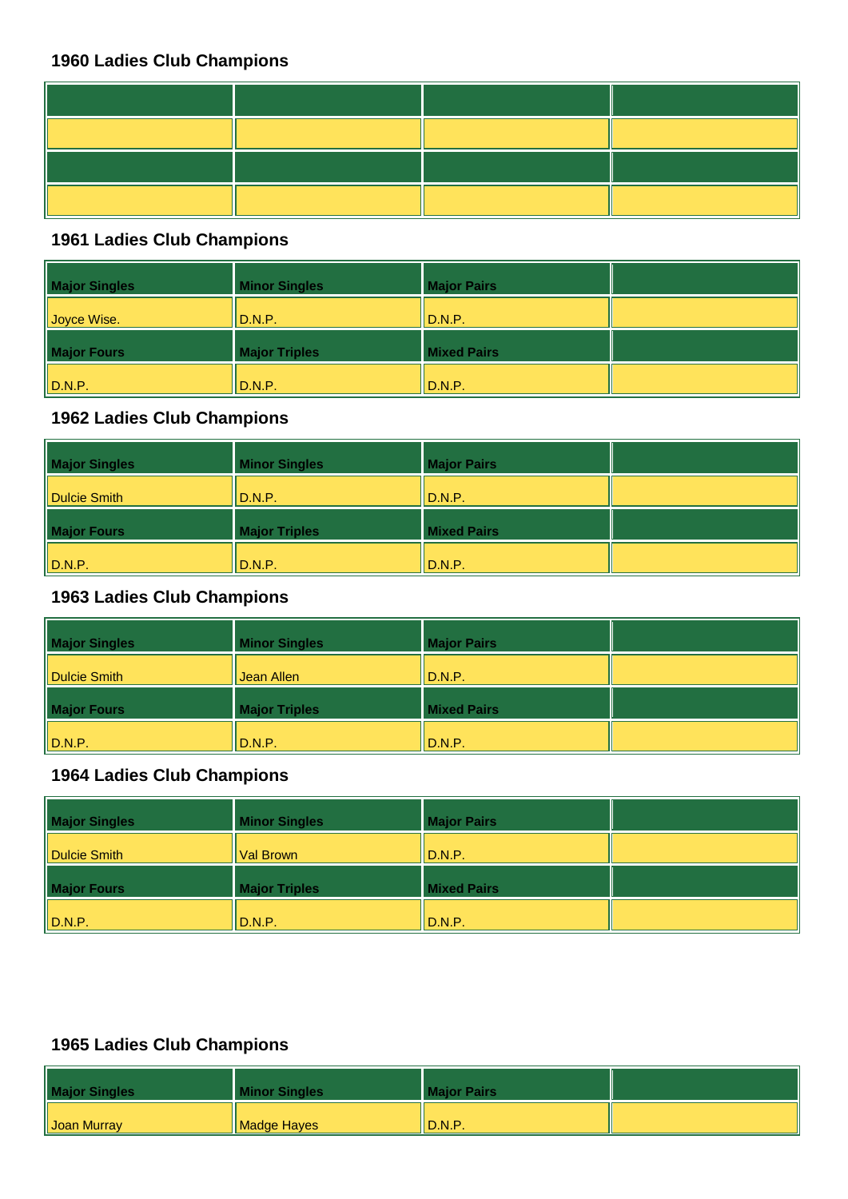## 1960 Ladies Club Champions

| | | | |
|---|---|---|---|
| | | | |
| | | | |
| | | | |

## 1961 Ladies Club Champions

| Major Singles | Minor Singles | Major Pairs | |
|---|---|---|---|
| Joyce Wise. | D.N.P. | D.N.P. | |
| **Major Fours** | **Major Triples** | **Mixed Pairs** | |
| D.N.P. | D.N.P. | D.N.P. | |

## 1962 Ladies Club Champions

| Major Singles | Minor Singles | Major Pairs | |
|---|---|---|---|
| Dulcie Smith | D.N.P. | D.N.P. | |
| **Major Fours** | **Major Triples** | **Mixed Pairs** | |
| D.N.P. | D.N.P. | D.N.P. | |

## 1963 Ladies Club Champions

| Major Singles | Minor Singles | Major Pairs | |
|---|---|---|---|
| Dulcie Smith | Jean Allen | D.N.P. | |
| **Major Fours** | **Major Triples** | **Mixed Pairs** | |
| D.N.P. | D.N.P. | D.N.P. | |

## 1964 Ladies Club Champions

| Major Singles | Minor Singles | Major Pairs | |
|---|---|---|---|
| Dulcie Smith | Val Brown | D.N.P. | |
| **Major Fours** | **Major Triples** | **Mixed Pairs** | |
| D.N.P. | D.N.P. | D.N.P. | |

## 1965 Ladies Club Champions

| Major Singles | Minor Singles | Major Pairs | |
|---|---|---|---|
| Joan Murray | Madge Hayes | D.N.P. | |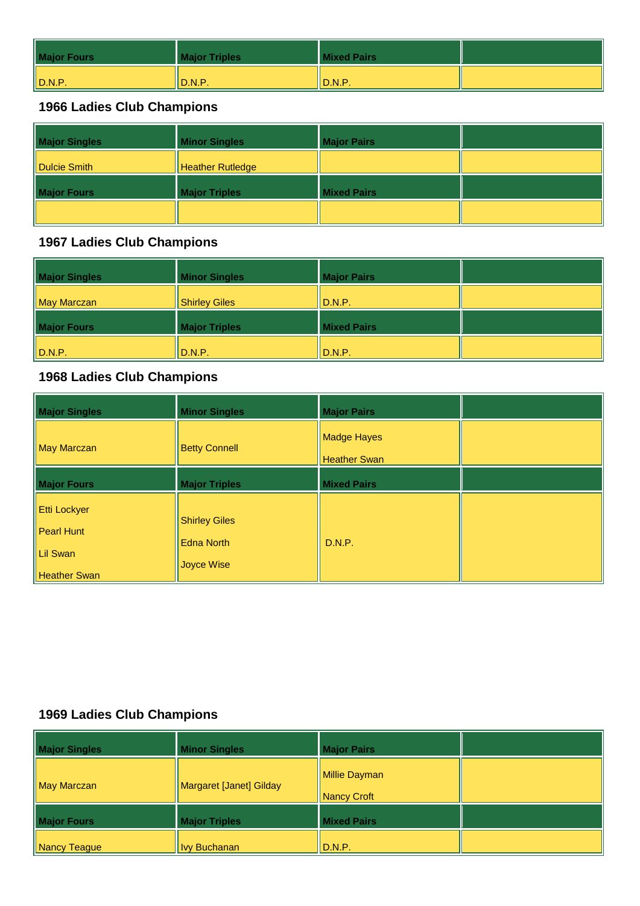| Major Fours | Major Triples | Mixed Pairs | |
|---|---|---|---|
| D.N.P. | D.N.P. | D.N.P. | |

### 1966 Ladies Club Champions

| Major Singles | Minor Singles | Major Pairs | |
|---|---|---|---|
| Dulcie Smith | Heather Rutledge | | |
| **Major Fours** | **Major Triples** | **Mixed Pairs** | |
| | | | |

### 1967 Ladies Club Champions

| Major Singles | Minor Singles | Major Pairs | |
|---|---|---|---|
| May Marczan | Shirley Giles | D.N.P. | |
| **Major Fours** | **Major Triples** | **Mixed Pairs** | |
| D.N.P. | D.N.P. | D.N.P. | |

### 1968 Ladies Club Champions

| Major Singles | Minor Singles | Major Pairs | |
|---|---|---|---|
| May Marczan | Betty Connell | Madge Hayes<br>Heather Swan | |
| **Major Fours** | **Major Triples** | **Mixed Pairs** | |
| Etti Lockyer<br>Pearl Hunt<br>Lil Swan<br>Heather Swan | Shirley Giles<br>Edna North<br>Joyce Wise | D.N.P. | |

### 1969 Ladies Club Champions

| Major Singles | Minor Singles | Major Pairs | |
|---|---|---|---|
| May Marczan | Margaret [Janet] Gilday | Millie Dayman<br>Nancy Croft | |
| **Major Fours** | **Major Triples** | **Mixed Pairs** | |
| Nancy Teague | Ivy Buchanan | D.N.P. | |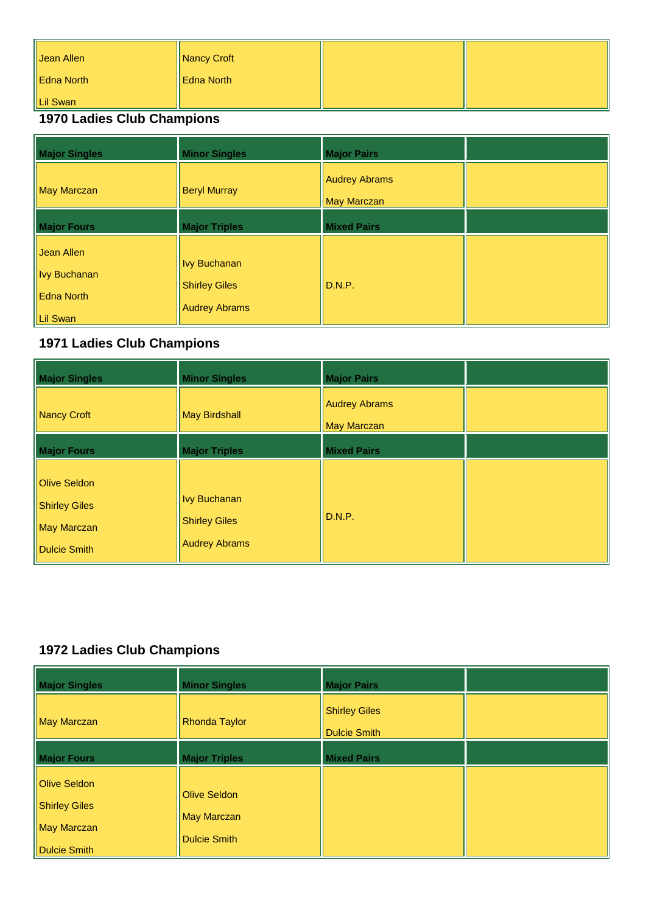| | | | |
|---|---|---|---|
| Jean Allen<br>Edna North<br>Lil Swan | Nancy Croft<br>Edna North | | |

## 1970 Ladies Club Champions

| Major Singles | Minor Singles | Major Pairs | |
|---|---|---|---|
| May Marczan | Beryl Murray | Audrey Abrams<br>May Marczan | |
| **Major Fours** | **Major Triples** | **Mixed Pairs** | |
| Jean Allen<br>Ivy Buchanan<br>Edna North<br>Lil Swan | Ivy Buchanan<br>Shirley Giles<br>Audrey Abrams | D.N.P. | |

## 1971 Ladies Club Champions

| Major Singles | Minor Singles | Major Pairs | |
|---|---|---|---|
| Nancy Croft | May Birdshall | Audrey Abrams<br>May Marczan | |
| **Major Fours** | **Major Triples** | **Mixed Pairs** | |
| Olive Seldon<br>Shirley Giles<br>May Marczan<br>Dulcie Smith | Ivy Buchanan<br>Shirley Giles<br>Audrey Abrams | D.N.P. | |

## 1972 Ladies Club Champions

| Major Singles | Minor Singles | Major Pairs | |
|---|---|---|---|
| May Marczan | Rhonda Taylor | Shirley Giles<br>Dulcie Smith | |
| **Major Fours** | **Major Triples** | **Mixed Pairs** | |
| Olive Seldon<br>Shirley Giles<br>May Marczan<br>Dulcie Smith | Olive Seldon<br>May Marczan<br>Dulcie Smith | | |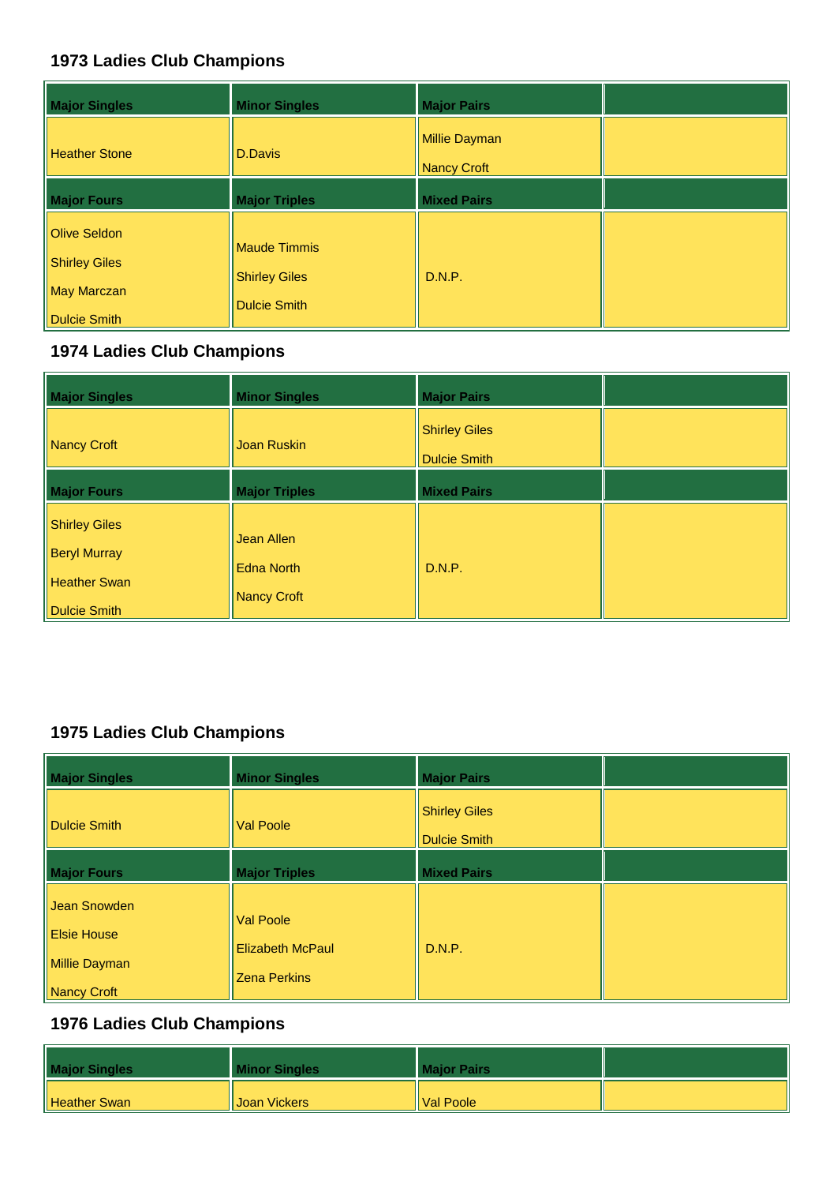## 1973 Ladies Club Champions

| Major Singles | Minor Singles | Major Pairs | |
|---|---|---|---|
| Heather Stone | D.Davis | Millie Dayman<br>Nancy Croft | |
| **Major Fours** | **Major Triples** | **Mixed Pairs** | |
| Olive Seldon<br>Shirley Giles<br>May Marczan<br>Dulcie Smith | Maude Timmis<br>Shirley Giles<br>Dulcie Smith | D.N.P. | |

## 1974 Ladies Club Champions

| Major Singles | Minor Singles | Major Pairs | |
|---|---|---|---|
| Nancy Croft | Joan Ruskin | Shirley Giles<br>Dulcie Smith | |
| **Major Fours** | **Major Triples** | **Mixed Pairs** | |
| Shirley Giles<br>Beryl Murray<br>Heather Swan<br>Dulcie Smith | Jean Allen<br>Edna North<br>Nancy Croft | D.N.P. | |

## 1975 Ladies Club Champions

| Major Singles | Minor Singles | Major Pairs | |
|---|---|---|---|
| Dulcie Smith | Val Poole | Shirley Giles<br>Dulcie Smith | |
| **Major Fours** | **Major Triples** | **Mixed Pairs** | |
| Jean Snowden<br>Elsie House<br>Millie Dayman<br>Nancy Croft | Val Poole<br>Elizabeth McPaul<br>Zena Perkins | D.N.P. | |

## 1976 Ladies Club Champions

| Major Singles | Minor Singles | Major Pairs | |
|---|---|---|---|
| Heather Swan | Joan Vickers | Val Poole | |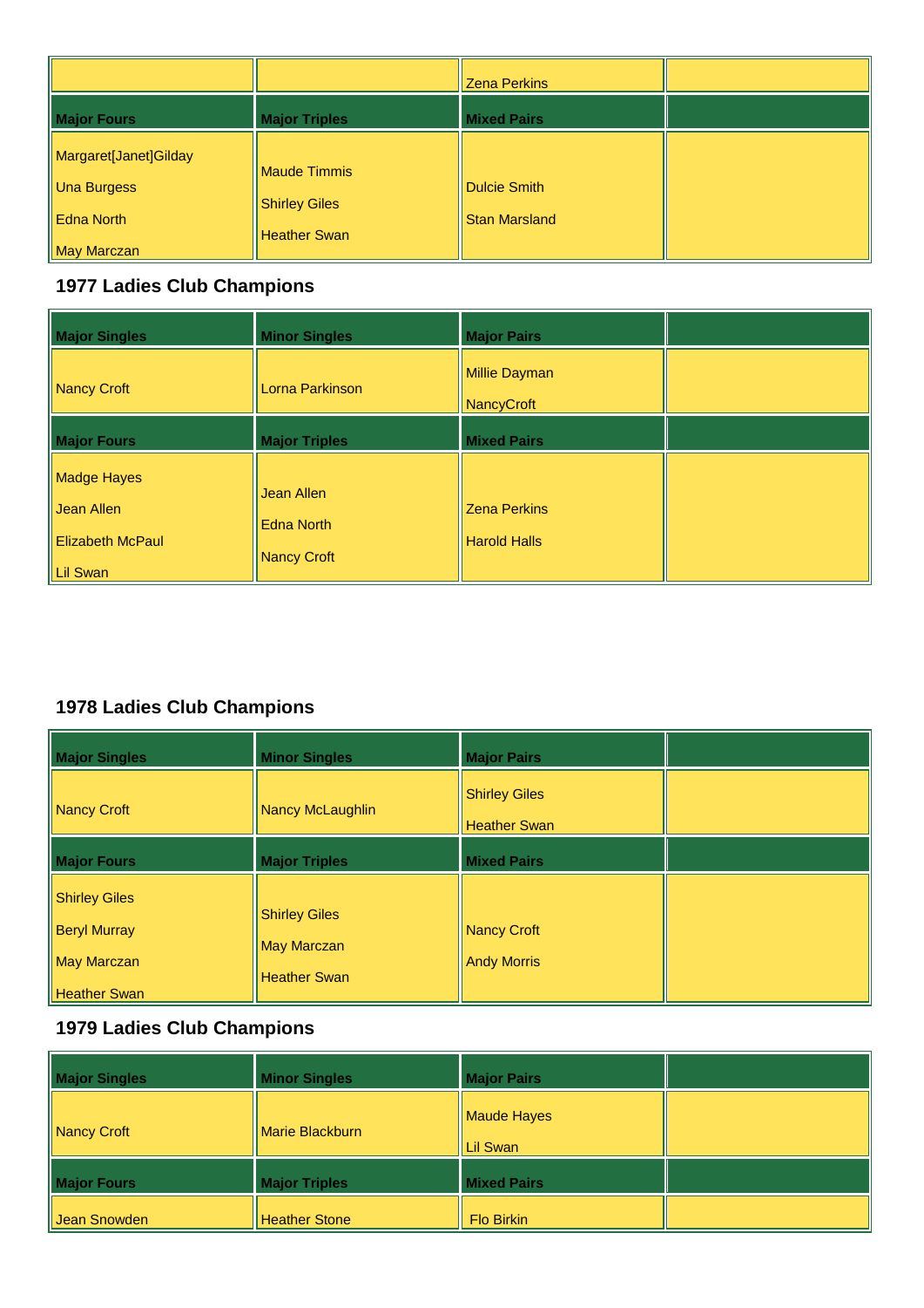| | | Zena Perkins | |
|---|---|---|---|
| **Major Fours** | **Major Triples** | **Mixed Pairs** | |
| Margaret[Janet]Gilday<br>Una Burgess<br>Edna North<br>May Marczan | Maude Timmis<br>Shirley Giles<br>Heather Swan | Dulcie Smith<br>Stan Marsland | |

### 1977 Ladies Club Champions

| **Major Singles** | **Minor Singles** | **Major Pairs** | |
|---|---|---|---|
| Nancy Croft | Lorna Parkinson | Millie Dayman<br>NancyCroft | |
| **Major Fours** | **Major Triples** | **Mixed Pairs** | |
| Madge Hayes<br>Jean Allen<br>Elizabeth McPaul<br>Lil Swan | Jean Allen<br>Edna North<br>Nancy Croft | Zena Perkins<br>Harold Halls | |

### 1978 Ladies Club Champions

| **Major Singles** | **Minor Singles** | **Major Pairs** | |
|---|---|---|---|
| Nancy Croft | Nancy McLaughlin | Shirley Giles<br>Heather Swan | |
| **Major Fours** | **Major Triples** | **Mixed Pairs** | |
| Shirley Giles<br>Beryl Murray<br>May Marczan<br>Heather Swan | Shirley Giles<br>May Marczan<br>Heather Swan | Nancy Croft<br>Andy Morris | |

### 1979 Ladies Club Champions

| **Major Singles** | **Minor Singles** | **Major Pairs** | |
|---|---|---|---|
| Nancy Croft | Marie Blackburn | Maude Hayes<br>Lil Swan | |
| **Major Fours** | **Major Triples** | **Mixed Pairs** | |
| Jean Snowden | Heather Stone | Flo Birkin | |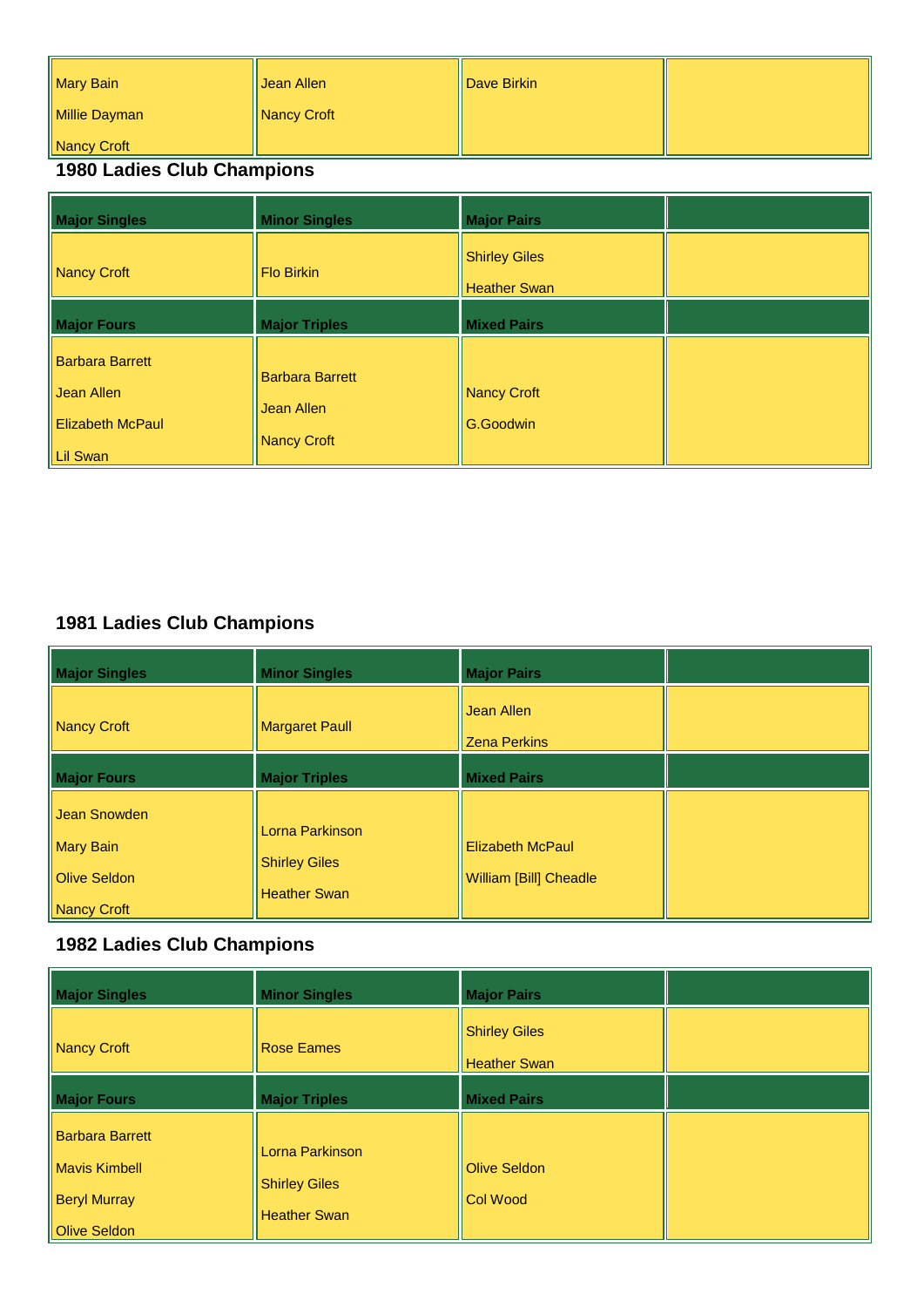| | | | |
|---|---|---|---|
| Mary Bain<br>Millie Dayman<br>Nancy Croft | Jean Allen<br>Nancy Croft | Dave Birkin | |

## 1980 Ladies Club Champions

| Major Singles | Minor Singles | Major Pairs | |
|---|---|---|---|
| Nancy Croft | Flo Birkin | Shirley Giles<br>Heather Swan | |
| **Major Fours** | **Major Triples** | **Mixed Pairs** | |
| Barbara Barrett<br>Jean Allen<br>Elizabeth McPaul<br>Lil Swan | Barbara Barrett<br>Jean Allen<br>Nancy Croft | Nancy Croft<br>G.Goodwin | |

## 1981 Ladies Club Champions

| Major Singles | Minor Singles | Major Pairs | |
|---|---|---|---|
| Nancy Croft | Margaret Paull | Jean Allen<br>Zena Perkins | |
| **Major Fours** | **Major Triples** | **Mixed Pairs** | |
| Jean Snowden<br>Mary Bain<br>Olive Seldon<br>Nancy Croft | Lorna Parkinson<br>Shirley Giles<br>Heather Swan | Elizabeth McPaul<br>William [Bill] Cheadle | |

## 1982 Ladies Club Champions

| Major Singles | Minor Singles | Major Pairs | |
|---|---|---|---|
| Nancy Croft | Rose Eames | Shirley Giles<br>Heather Swan | |
| **Major Fours** | **Major Triples** | **Mixed Pairs** | |
| Barbara Barrett<br>Mavis Kimbell<br>Beryl Murray<br>Olive Seldon | Lorna Parkinson<br>Shirley Giles<br>Heather Swan | Olive Seldon<br>Col Wood | |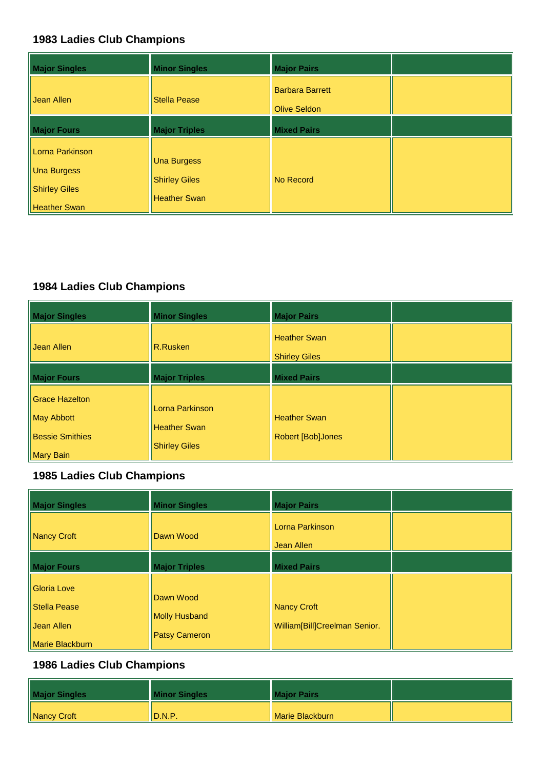## 1983 Ladies Club Champions

| Major Singles | Minor Singles | Major Pairs | |
|---|---|---|---|
| Jean Allen | Stella Pease | Barbara Barrett<br>Olive Seldon | |
| **Major Fours** | **Major Triples** | **Mixed Pairs** | |
| Lorna Parkinson<br>Una Burgess<br>Shirley Giles<br>Heather Swan | Una Burgess<br>Shirley Giles<br>Heather Swan | No Record | |

## 1984 Ladies Club Champions

| Major Singles | Minor Singles | Major Pairs | |
|---|---|---|---|
| Jean Allen | R.Rusken | Heather Swan<br>Shirley Giles | |
| **Major Fours** | **Major Triples** | **Mixed Pairs** | |
| Grace Hazelton<br>May Abbott<br>Bessie Smithies<br>Mary Bain | Lorna Parkinson<br>Heather Swan<br>Shirley Giles | Heather Swan<br>Robert [Bob]Jones | |

## 1985 Ladies Club Champions

| Major Singles | Minor Singles | Major Pairs | |
|---|---|---|---|
| Nancy Croft | Dawn Wood | Lorna Parkinson<br>Jean Allen | |
| **Major Fours** | **Major Triples** | **Mixed Pairs** | |
| Gloria Love<br>Stella Pease<br>Jean Allen<br>Marie Blackburn | Dawn Wood<br>Molly Husband<br>Patsy Cameron | Nancy Croft<br>William[Bill]Creelman Senior. | |

## 1986 Ladies Club Champions

| Major Singles | Minor Singles | Major Pairs | |
|---|---|---|---|
| Nancy Croft | D.N.P. | Marie Blackburn | |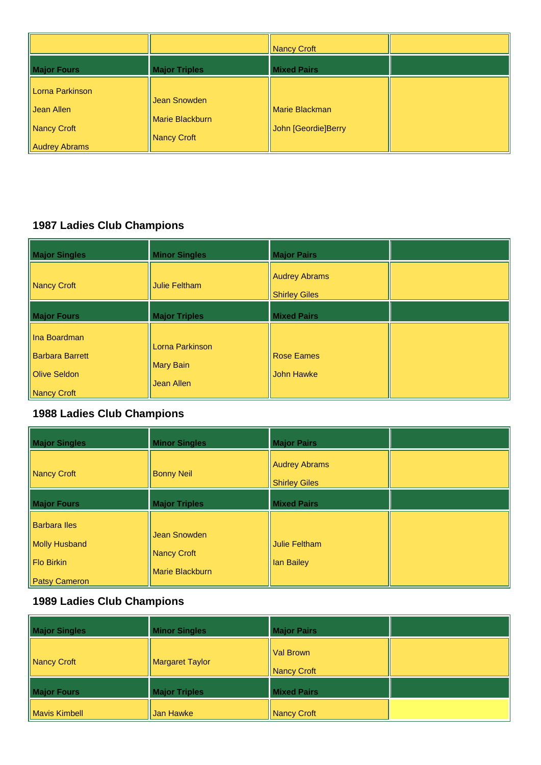| | | | |
|---|---|---|---|
| | | Nancy Croft | |
| **Major Fours** | **Major Triples** | **Mixed Pairs** | |
| Lorna Parkinson<br>Jean Allen<br>Nancy Croft<br>Audrey Abrams | Jean Snowden<br>Marie Blackburn<br>Nancy Croft | Marie Blackman<br>John [Geordie]Berry | |

### 1987 Ladies Club Champions

| Major Singles | Minor Singles | Major Pairs | |
|---|---|---|---|
| Nancy Croft | Julie Feltham | Audrey Abrams<br>Shirley Giles | |
| **Major Fours** | **Major Triples** | **Mixed Pairs** | |
| Ina Boardman<br>Barbara Barrett<br>Olive Seldon<br>Nancy Croft | Lorna Parkinson<br>Mary Bain<br>Jean Allen | Rose Eames<br>John Hawke | |

### 1988 Ladies Club Champions

| Major Singles | Minor Singles | Major Pairs | |
|---|---|---|---|
| Nancy Croft | Bonny Neil | Audrey Abrams<br>Shirley Giles | |
| **Major Fours** | **Major Triples** | **Mixed Pairs** | |
| Barbara Iles<br>Molly Husband<br>Flo Birkin<br>Patsy Cameron | Jean Snowden<br>Nancy Croft<br>Marie Blackburn | Julie Feltham<br>Ian Bailey | |

### 1989 Ladies Club Champions

| Major Singles | Minor Singles | Major Pairs | |
|---|---|---|---|
| Nancy Croft | Margaret Taylor | Val Brown<br>Nancy Croft | |
| **Major Fours** | **Major Triples** | **Mixed Pairs** | |
| Mavis Kimbell | Jan Hawke | Nancy Croft | |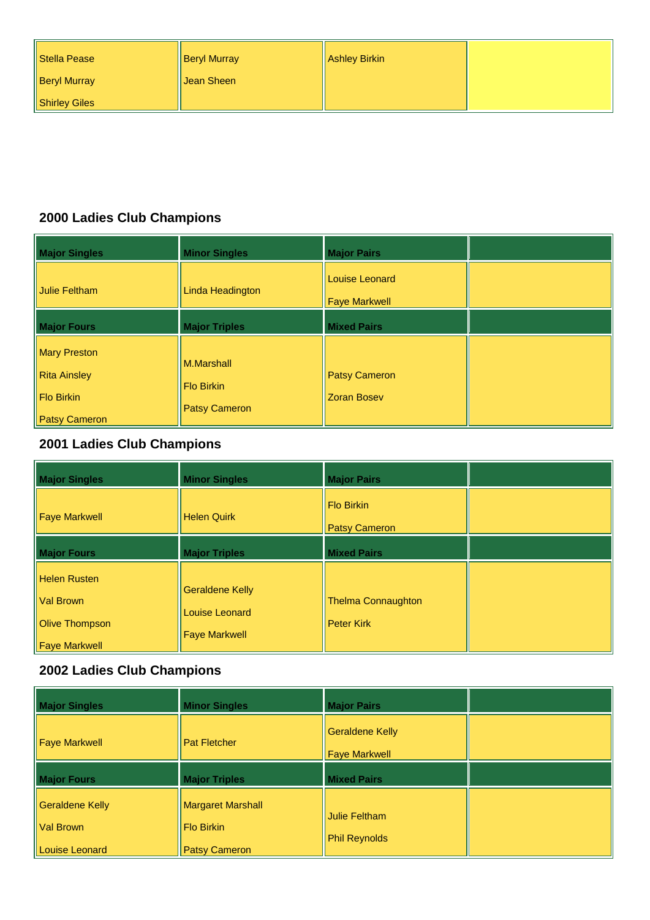| | | | |
|---|---|---|---|
| Stella Pease<br>Beryl Murray<br>Shirley Giles | Beryl Murray<br>Jean Sheen | Ashley Birkin | |

### 2000 Ladies Club Champions

| Major Singles | Minor Singles | Major Pairs | |
|---|---|---|---|
| Julie Feltham | Linda Headington | Louise Leonard<br>Faye Markwell | |
| **Major Fours** | **Major Triples** | **Mixed Pairs** | |
| Mary Preston<br>Rita Ainsley<br>Flo Birkin<br>Patsy Cameron | M.Marshall<br>Flo Birkin<br>Patsy Cameron | Patsy Cameron<br>Zoran Bosev | |

### 2001 Ladies Club Champions

| Major Singles | Minor Singles | Major Pairs | |
|---|---|---|---|
| Faye Markwell | Helen Quirk | Flo Birkin<br>Patsy Cameron | |
| **Major Fours** | **Major Triples** | **Mixed Pairs** | |
| Helen Rusten<br>Val Brown<br>Olive Thompson<br>Faye Markwell | Geraldene Kelly<br>Louise Leonard<br>Faye Markwell | Thelma Connaughton<br>Peter Kirk | |

### 2002 Ladies Club Champions

| Major Singles | Minor Singles | Major Pairs | |
|---|---|---|---|
| Faye Markwell | Pat Fletcher | Geraldene Kelly<br>Faye Markwell | |
| **Major Fours** | **Major Triples** | **Mixed Pairs** | |
| Geraldene Kelly<br>Val Brown<br>Louise Leonard | Margaret Marshall<br>Flo Birkin<br>Patsy Cameron | Julie Feltham<br>Phil Reynolds | |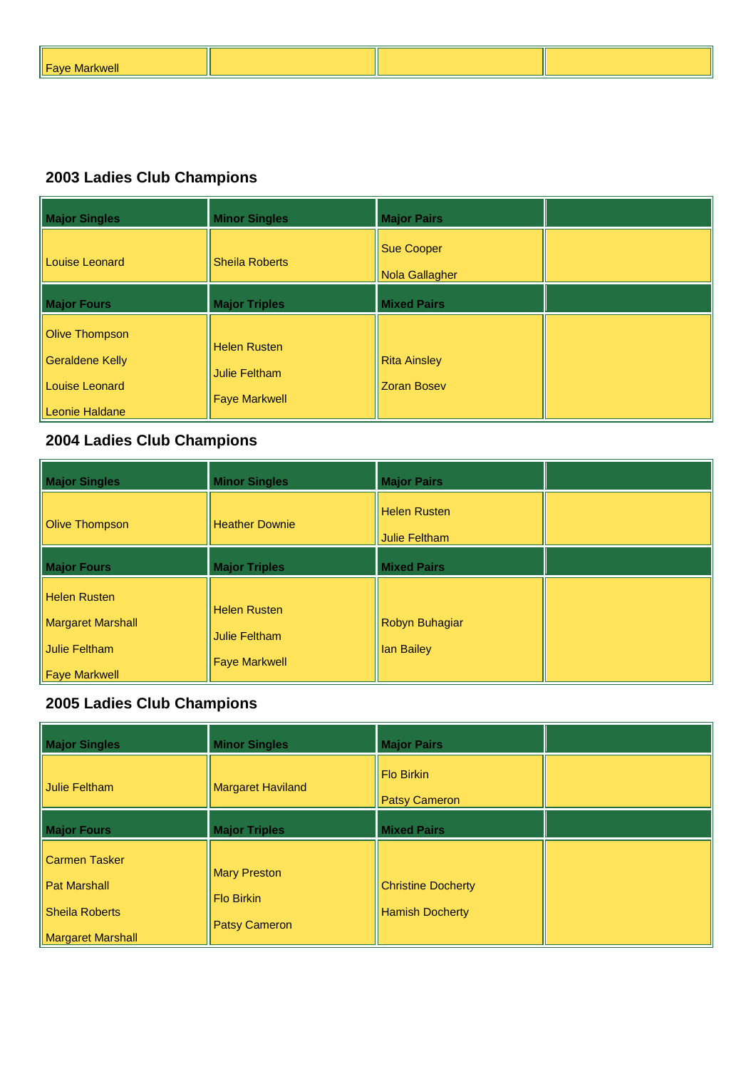| Faye Markwell | | | |
|---|---|---|---|

## 2003 Ladies Club Champions

| Major Singles | Minor Singles | Major Pairs | |
|---|---|---|---|
| Louise Leonard | Sheila Roberts | Sue Cooper<br>Nola Gallagher | |
| **Major Fours** | **Major Triples** | **Mixed Pairs** | |
| Olive Thompson<br>Geraldene Kelly<br>Louise Leonard<br>Leonie Haldane | Helen Rusten<br>Julie Feltham<br>Faye Markwell | Rita Ainsley<br>Zoran Bosev | |

## 2004 Ladies Club Champions

| Major Singles | Minor Singles | Major Pairs | |
|---|---|---|---|
| Olive Thompson | Heather Downie | Helen Rusten<br>Julie Feltham | |
| **Major Fours** | **Major Triples** | **Mixed Pairs** | |
| Helen Rusten<br>Margaret Marshall<br>Julie Feltham<br>Faye Markwell | Helen Rusten<br>Julie Feltham<br>Faye Markwell | Robyn Buhagiar<br>Ian Bailey | |

## 2005 Ladies Club Champions

| Major Singles | Minor Singles | Major Pairs | |
|---|---|---|---|
| Julie Feltham | Margaret Haviland | Flo Birkin<br>Patsy Cameron | |
| **Major Fours** | **Major Triples** | **Mixed Pairs** | |
| Carmen Tasker<br>Pat Marshall<br>Sheila Roberts<br>Margaret Marshall | Mary Preston<br>Flo Birkin<br>Patsy Cameron | Christine Docherty<br>Hamish Docherty | |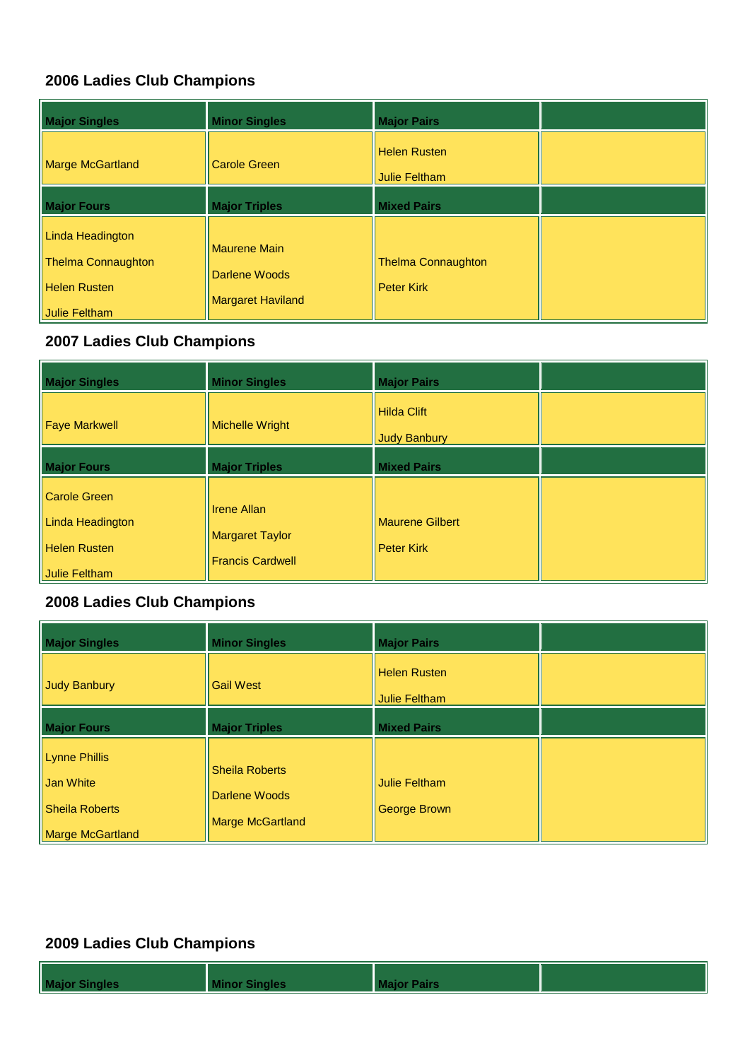### 2006 Ladies Club Champions

| Major Singles | Minor Singles | Major Pairs | |
|---|---|---|---|
| Marge McGartland | Carole Green | Helen Rusten<br>Julie Feltham | |
| **Major Fours** | **Major Triples** | **Mixed Pairs** | |
| Linda Headington<br>Thelma Connaughton<br>Helen Rusten<br>Julie Feltham | Maurene Main<br>Darlene Woods<br>Margaret Haviland | Thelma Connaughton<br>Peter Kirk | |

### 2007 Ladies Club Champions

| Major Singles | Minor Singles | Major Pairs | |
|---|---|---|---|
| Faye Markwell | Michelle Wright | Hilda Clift<br>Judy Banbury | |
| **Major Fours** | **Major Triples** | **Mixed Pairs** | |
| Carole Green<br>Linda Headington<br>Helen Rusten<br>Julie Feltham | Irene Allan<br>Margaret Taylor<br>Francis Cardwell | Maurene Gilbert<br>Peter Kirk | |

### 2008 Ladies Club Champions

| Major Singles | Minor Singles | Major Pairs | |
|---|---|---|---|
| Judy Banbury | Gail West | Helen Rusten<br>Julie Feltham | |
| **Major Fours** | **Major Triples** | **Mixed Pairs** | |
| Lynne Phillis<br>Jan White<br>Sheila Roberts<br>Marge McGartland | Sheila Roberts<br>Darlene Woods<br>Marge McGartland | Julie Feltham<br>George Brown | |

### 2009 Ladies Club Champions

| Major Singles | Minor Singles | Major Pairs | |
|---|---|---|---|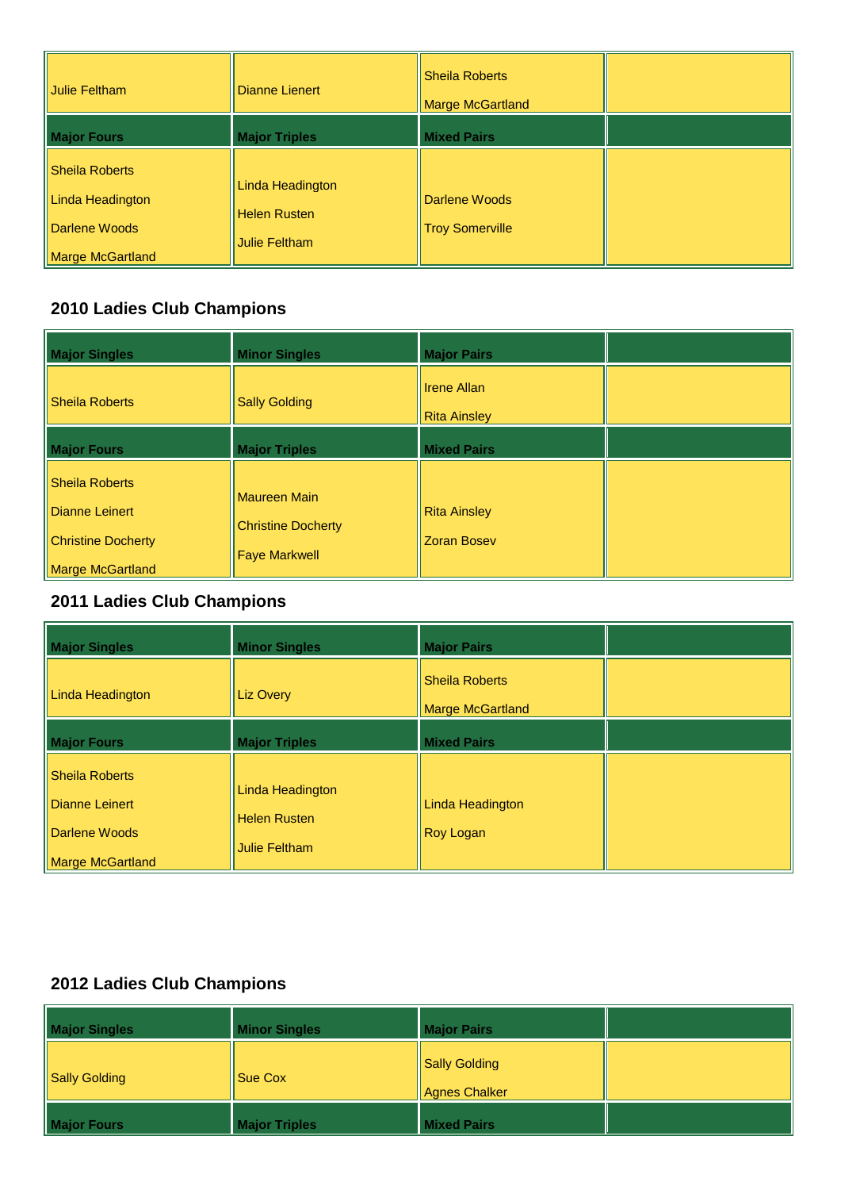| Julie Feltham | Dianne Lienert | Sheila Roberts<br>Marge McGartland | |
|---|---|---|---|
| **Major Fours** | **Major Triples** | **Mixed Pairs** | |
| Sheila Roberts<br>Linda Headington<br>Darlene Woods<br>Marge McGartland | Linda Headington<br>Helen Rusten<br>Julie Feltham | Darlene Woods<br>Troy Somerville | |

## 2010 Ladies Club Champions

| Major Singles | Minor Singles | Major Pairs | |
|---|---|---|---|
| Sheila Roberts | Sally Golding | Irene Allan<br>Rita Ainsley | |
| **Major Fours** | **Major Triples** | **Mixed Pairs** | |
| Sheila Roberts<br>Dianne Leinert<br>Christine Docherty<br>Marge McGartland | Maureen Main<br>Christine Docherty<br>Faye Markwell | Rita Ainsley<br>Zoran Bosev | |

## 2011 Ladies Club Champions

| Major Singles | Minor Singles | Major Pairs | |
|---|---|---|---|
| Linda Headington | Liz Overy | Sheila Roberts<br>Marge McGartland | |
| **Major Fours** | **Major Triples** | **Mixed Pairs** | |
| Sheila Roberts<br>Dianne Leinert<br>Darlene Woods<br>Marge McGartland | Linda Headington<br>Helen Rusten<br>Julie Feltham | Linda Headington<br>Roy Logan | |

## 2012 Ladies Club Champions

| Major Singles | Minor Singles | Major Pairs | |
|---|---|---|---|
| Sally Golding | Sue Cox | Sally Golding<br>Agnes Chalker | |
| **Major Fours** | **Major Triples** | **Mixed Pairs** | |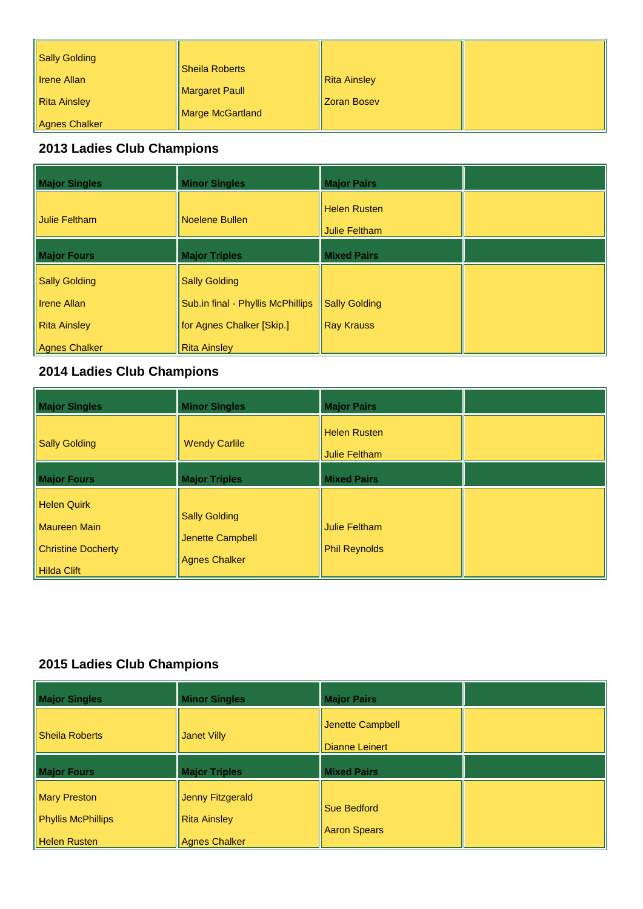| | | | |
|---|---|---|---|
| Sally Golding<br>Irene Allan<br>Rita Ainsley<br>Agnes Chalker | Sheila Roberts<br>Margaret Paull<br>Marge McGartland | Rita Ainsley<br>Zoran Bosev | |

## 2013 Ladies Club Champions

| **Major Singles** | **Minor Singles** | **Major Pairs** | |
|---|---|---|---|
| Julie Feltham | Noelene Bullen | Helen Rusten<br>Julie Feltham | |
| **Major Fours** | **Major Triples** | **Mixed Pairs** | |
| Sally Golding<br>Irene Allan<br>Rita Ainsley<br>Agnes Chalker | Sally Golding<br>Sub.in final - Phyllis McPhillips<br>for Agnes Chalker [Skip.]<br>Rita Ainsley | Sally Golding<br>Ray Krauss | |

## 2014 Ladies Club Champions

| **Major Singles** | **Minor Singles** | **Major Pairs** | |
|---|---|---|---|
| Sally Golding | Wendy Carlie | Helen Rusten<br>Julie Feltham | |
| **Major Fours** | **Major Triples** | **Mixed Pairs** | |
| Helen Quirk<br>Maureen Main<br>Christine Docherty<br>Hilda Clift | Sally Golding<br>Jenette Campbell<br>Agnes Chalker | Julie Feltham<br>Phil Reynolds | |

## 2015 Ladies Club Champions

| **Major Singles** | **Minor Singles** | **Major Pairs** | |
|---|---|---|---|
| Sheila Roberts | Janet Villy | Jenette Campbell<br>Dianne Leinert | |
| **Major Fours** | **Major Triples** | **Mixed Pairs** | |
| Mary Preston<br>Phyllis McPhillips<br>Helen Rusten | Jenny Fitzgerald<br>Rita Ainsley<br>Agnes Chalker | Sue Bedford<br>Aaron Spears | |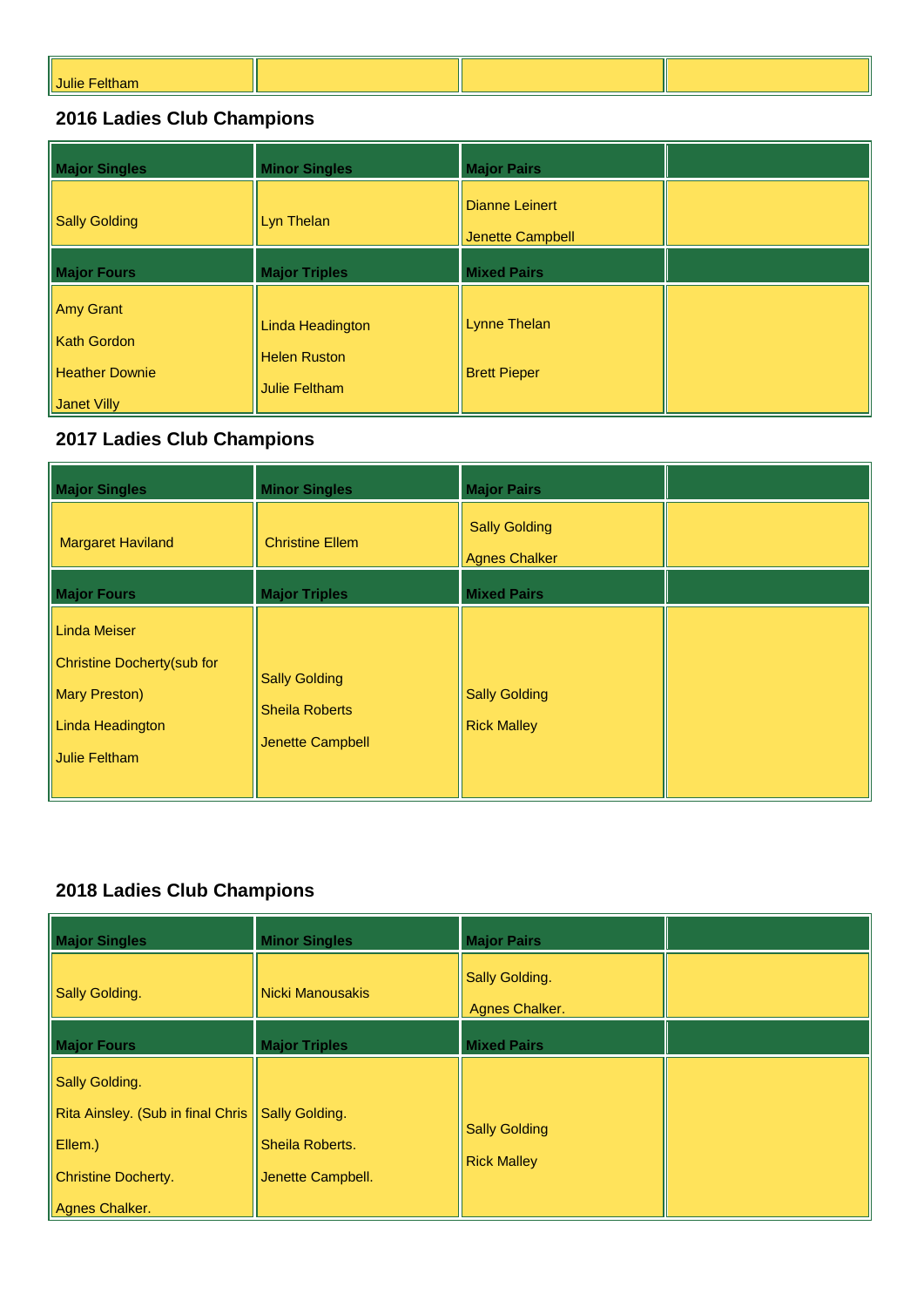| Julie Feltham | | | |
|---|---|---|---|

## 2016 Ladies Club Champions

| Major Singles | Minor Singles | Major Pairs | |
|---|---|---|---|
| Sally Golding | Lyn Thelan | Dianne Leinert<br>Jenette Campbell | |
| **Major Fours** | **Major Triples** | **Mixed Pairs** | |
| Amy Grant<br>Kath Gordon<br>Heather Downie<br>Janet Villy | Linda Headington<br>Helen Ruston<br>Julie Feltham | Lynne Thelan<br>Brett Pieper | |

## 2017 Ladies Club Champions

| Major Singles | Minor Singles | Major Pairs | |
|---|---|---|---|
| Margaret Haviland | Christine Ellem | Sally Golding<br>Agnes Chalker | |
| **Major Fours** | **Major Triples** | **Mixed Pairs** | |
| Linda Meiser<br>Christine Docherty(sub for Mary Preston)<br>Linda Headington<br>Julie Feltham | Sally Golding<br>Sheila Roberts<br>Jenette Campbell | Sally Golding<br>Rick Malley | |

## 2018 Ladies Club Champions

| Major Singles | Minor Singles | Major Pairs | |
|---|---|---|---|
| Sally Golding. | Nicki Manousakis | Sally Golding.<br>Agnes Chalker. | |
| **Major Fours** | **Major Triples** | **Mixed Pairs** | |
| Sally Golding.<br>Rita Ainsley. (Sub in final Chris Ellem.)<br>Christine Docherty.<br>Agnes Chalker. | Sally Golding.<br>Sheila Roberts.<br>Jenette Campbell. | Sally Golding<br>Rick Malley | |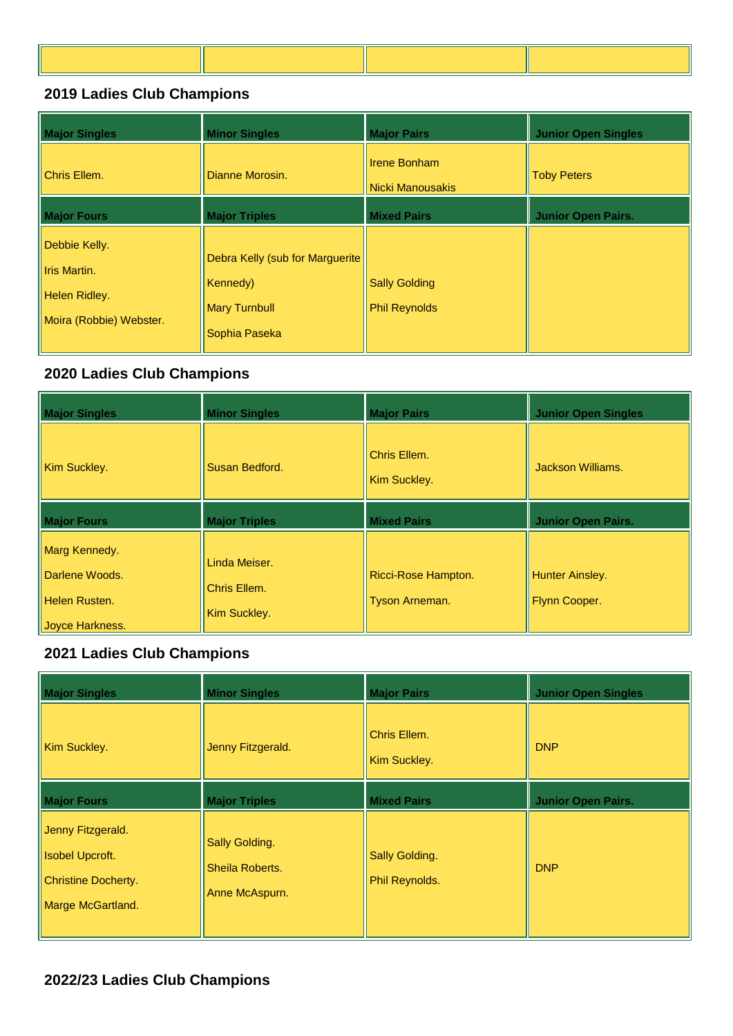| | | | |
|---|---|---|---|

## 2019 Ladies Club Champions

| Major Singles | Minor Singles | Major Pairs | Junior Open Singles |
|---|---|---|---|
| Chris Ellem. | Dianne Morosin. | Irene Bonham<br>Nicki Manousakis | Toby Peters |
| **Major Fours** | **Major Triples** | **Mixed Pairs** | **Junior Open Pairs.** |
| Debbie Kelly.<br>Iris Martin.<br>Helen Ridley.<br>Moira (Robbie) Webster. | Debra Kelly (sub for Marguerite Kennedy)<br>Mary Turnbull<br>Sophia Paseka | Sally Golding<br>Phil Reynolds | |

## 2020 Ladies Club Champions

| Major Singles | Minor Singles | Major Pairs | Junior Open Singles |
|---|---|---|---|
| Kim Suckley. | Susan Bedford. | Chris Ellem.<br>Kim Suckley. | Jackson Williams. |
| **Major Fours** | **Major Triples** | **Mixed Pairs** | **Junior Open Pairs.** |
| Marg Kennedy.<br>Darlene Woods.<br>Helen Rusten.<br>Joyce Harkness. | Linda Meiser.<br>Chris Ellem.<br>Kim Suckley. | Ricci-Rose Hampton.<br>Tyson Arneman. | Hunter Ainsley.<br>Flynn Cooper. |

## 2021 Ladies Club Champions

| Major Singles | Minor Singles | Major Pairs | Junior Open Singles |
|---|---|---|---|
| Kim Suckley. | Jenny Fitzgerald. | Chris Ellem.<br>Kim Suckley. | DNP |
| **Major Fours** | **Major Triples** | **Mixed Pairs** | **Junior Open Pairs.** |
| Jenny Fitzgerald.<br>Isobel Upcroft.<br>Christine Docherty.<br>Marge McGartland. | Sally Golding.<br>Sheila Roberts.<br>Anne McAspurn. | Sally Golding.<br>Phil Reynolds. | DNP |

## 2022/23 Ladies Club Champions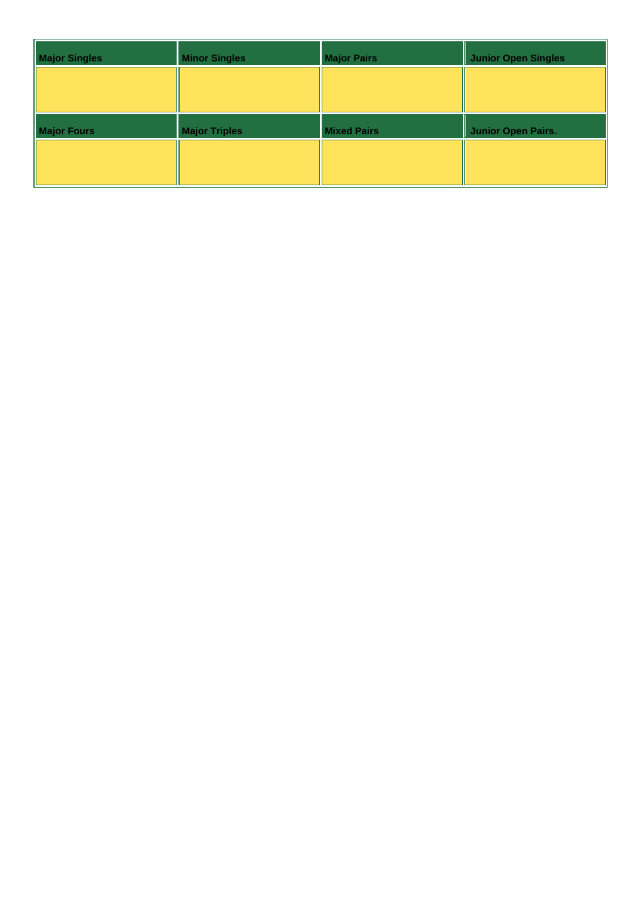| Major Singles | Minor Singles | Major Pairs | Junior Open Singles |
| --- | --- | --- | --- |
| | | | |
| **Major Fours** | **Major Triples** | **Mixed Pairs** | **Junior Open Pairs.** |
| | | | |